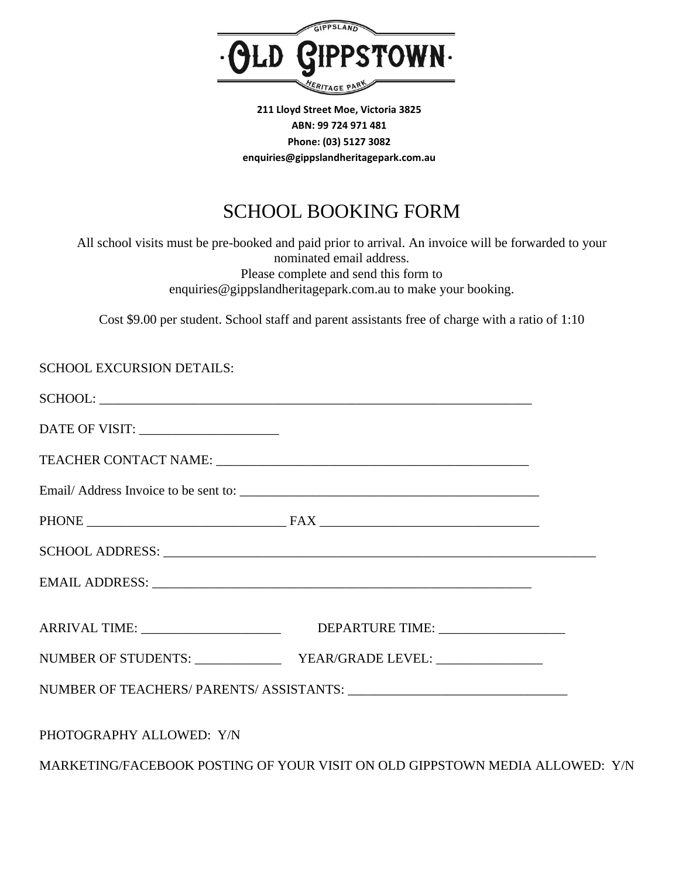GIPPSLAND
# ·OLD GIPPSTOWN·
HERITAGE PARK

**211 Lloyd Street Moe, Victoria 3825**
**ABN: 99 724 971 481**
**Phone: (03) 5127 3082**
**enquiries@gippslandheritagepark.com.au**

# SCHOOL BOOKING FORM

All school visits must be pre-booked and paid prior to arrival. An invoice will be forwarded to your nominated email address.
Please complete and send this form to
enquiries@gippslandheritagepark.com.au to make your booking.

Cost $9.00 per student. School staff and parent assistants free of charge with a ratio of 1:10

SCHOOL EXCURSION DETAILS:

SCHOOL: ____________________________________________________________________

DATE OF VISIT: ____________________

TEACHER CONTACT NAME: ______________________________________________

Email/ Address Invoice to be sent to: ____________________________________________

PHONE _____________________________ FAX _________________________________

SCHOOL ADDRESS: ____________________________________________________________________

EMAIL ADDRESS: ___________________________________________________________

ARRIVAL TIME: _____________________ DEPARTURE TIME: ___________________

NUMBER OF STUDENTS: _____________ YEAR/GRADE LEVEL: ________________

NUMBER OF TEACHERS/ PARENTS/ ASSISTANTS: ________________________________

PHOTOGRAPHY ALLOWED: Y/N

MARKETING/FACEBOOK POSTING OF YOUR VISIT ON OLD GIPPSTOWN MEDIA ALLOWED: Y/N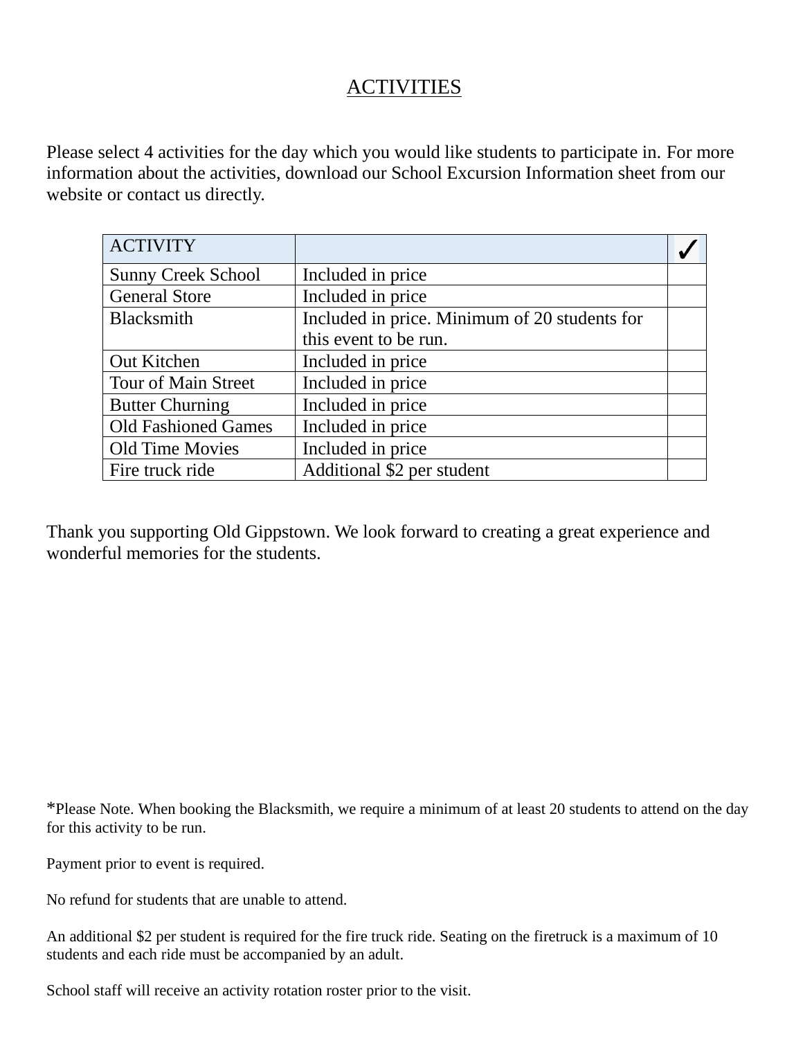# ACTIVITIES

Please select 4 activities for the day which you would like students to participate in. For more information about the activities, download our School Excursion Information sheet from our website or contact us directly.

| ACTIVITY | | ✓ |
|---|---|---|
| Sunny Creek School | Included in price | |
| General Store | Included in price | |
| Blacksmith | Included in price. Minimum of 20 students for this event to be run. | |
| Out Kitchen | Included in price | |
| Tour of Main Street | Included in price | |
| Butter Churning | Included in price | |
| Old Fashioned Games | Included in price | |
| Old Time Movies | Included in price | |
| Fire truck ride | Additional $2 per student | |

Thank you supporting Old Gippstown. We look forward to creating a great experience and wonderful memories for the students.

*Please Note. When booking the Blacksmith, we require a minimum of at least 20 students to attend on the day for this activity to be run.

Payment prior to event is required.

No refund for students that are unable to attend.

An additional $2 per student is required for the fire truck ride. Seating on the firetruck is a maximum of 10 students and each ride must be accompanied by an adult.

School staff will receive an activity rotation roster prior to the visit.